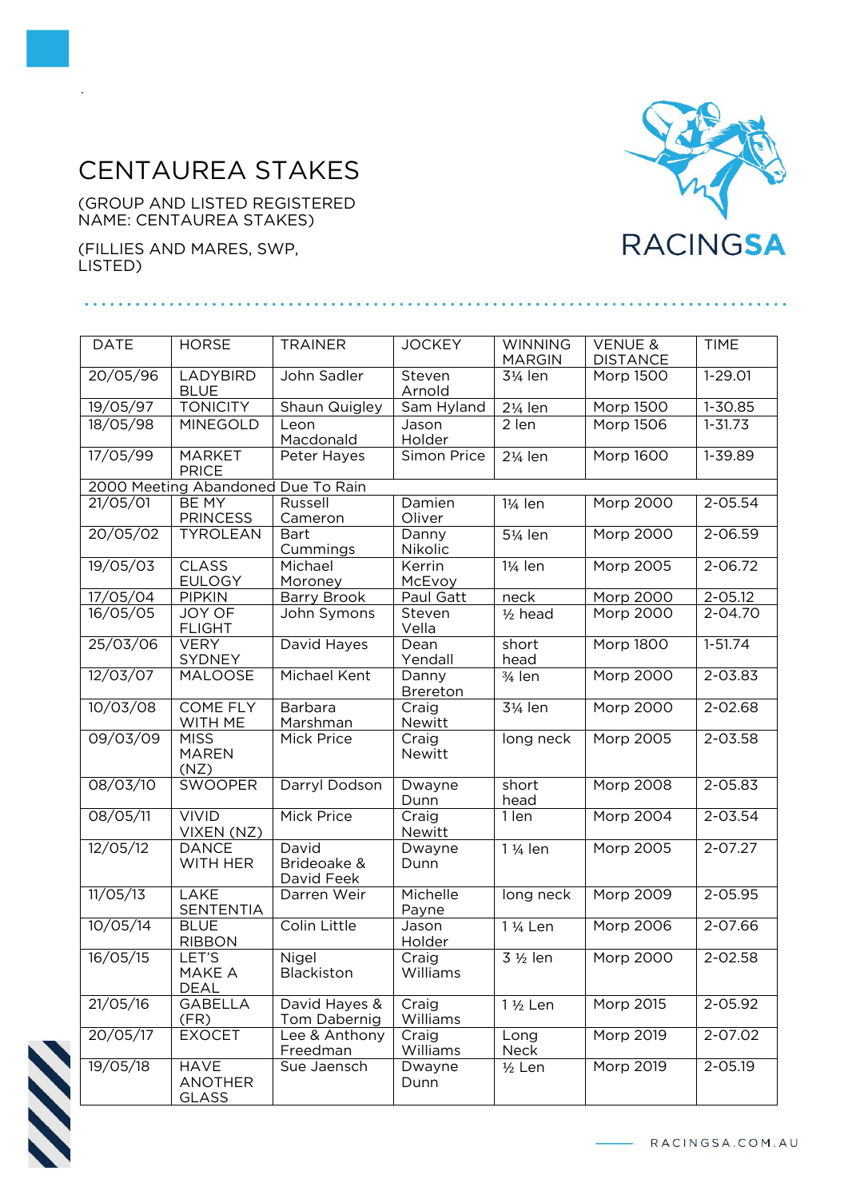# CENTAUREA STAKES

(GROUP AND LISTED REGISTERED NAME: CENTAUREA STAKES)

(FILLIES AND MARES, SWP, LISTED)

| DATE | HORSE | TRAINER | JOCKEY | WINNING MARGIN | VENUE & DISTANCE | TIME |
|---|---|---|---|---|---|---|
| 20/05/96 | LADYBIRD BLUE | John Sadler | Steven Arnold | 3¼ len | Morp 1500 | 1-29.01 |
| 19/05/97 | TONICITY | Shaun Quigley | Sam Hyland | 2¼ len | Morp 1500 | 1-30.85 |
| 18/05/98 | MINEGOLD | Leon Macdonald | Jason Holder | 2 len | Morp 1506 | 1-31.73 |
| 17/05/99 | MARKET PRICE | Peter Hayes | Simon Price | 2¼ len | Morp 1600 | 1-39.89 |
| 2000 Meeting Abandoned Due To Rain | | | | | | |
| 21/05/01 | BE MY PRINCESS | Russell Cameron | Damien Oliver | 1¼ len | Morp 2000 | 2-05.54 |
| 20/05/02 | TYROLEAN | Bart Cummings | Danny Nikolic | 5¼ len | Morp 2000 | 2-06.59 |
| 19/05/03 | CLASS EULOGY | Michael Moroney | Kerrin McEvoy | 1¼ len | Morp 2005 | 2-06.72 |
| 17/05/04 | PIPKIN | Barry Brook | Paul Gatt | neck | Morp 2000 | 2-05.12 |
| 16/05/05 | JOY OF FLIGHT | John Symons | Steven Vella | ½ head | Morp 2000 | 2-04.70 |
| 25/03/06 | VERY SYDNEY | David Hayes | Dean Yendall | short head | Morp 1800 | 1-51.74 |
| 12/03/07 | MALOOSE | Michael Kent | Danny Brereton | ¾ len | Morp 2000 | 2-03.83 |
| 10/03/08 | COME FLY WITH ME | Barbara Marshman | Craig Newitt | 3¼ len | Morp 2000 | 2-02.68 |
| 09/03/09 | MISS MAREN (NZ) | Mick Price | Craig Newitt | long neck | Morp 2005 | 2-03.58 |
| 08/03/10 | SWOOPER | Darryl Dodson | Dwayne Dunn | short head | Morp 2008 | 2-05.83 |
| 08/05/11 | VIVID VIXEN (NZ) | Mick Price | Craig Newitt | 1 len | Morp 2004 | 2-03.54 |
| 12/05/12 | DANCE WITH HER | David Brideoake & David Feek | Dwayne Dunn | 1 ¼ len | Morp 2005 | 2-07.27 |
| 11/05/13 | LAKE SENTENTIA | Darren Weir | Michelle Payne | long neck | Morp 2009 | 2-05.95 |
| 10/05/14 | BLUE RIBBON | Colin Little | Jason Holder | 1 ¼ Len | Morp 2006 | 2-07.66 |
| 16/05/15 | LET'S MAKE A DEAL | Nigel Blackiston | Craig Williams | 3 ½ len | Morp 2000 | 2-02.58 |
| 21/05/16 | GABELLA (FR) | David Hayes & Tom Dabernig | Craig Williams | 1 ½ Len | Morp 2015 | 2-05.92 |
| 20/05/17 | EXOCET | Lee & Anthony Freedman | Craig Williams | Long Neck | Morp 2019 | 2-07.02 |
| 19/05/18 | HAVE ANOTHER GLASS | Sue Jaensch | Dwayne Dunn | ½ Len | Morp 2019 | 2-05.19 |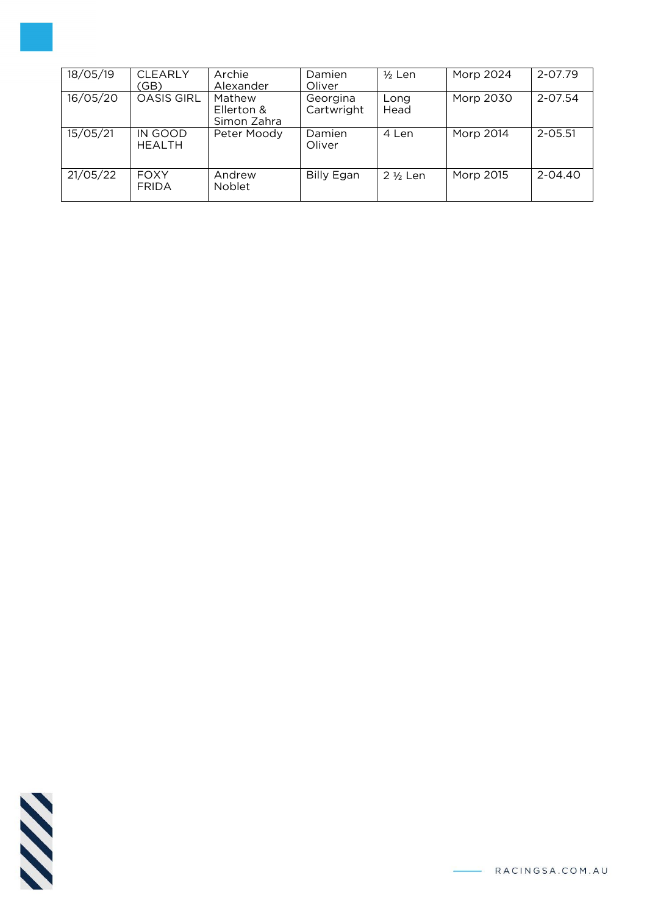| | | | | | | |
|---|---|---|---|---|---|---|
| 18/05/19 | CLEARLY (GB) | Archie Alexander | Damien Oliver | ½ Len | Morp 2024 | 2-07.79 |
| 16/05/20 | OASIS GIRL | Mathew Ellerton & Simon Zahra | Georgina Cartwright | Long Head | Morp 2030 | 2-07.54 |
| 15/05/21 | IN GOOD HEALTH | Peter Moody | Damien Oliver | 4 Len | Morp 2014 | 2-05.51 |
| 21/05/22 | FOXY FRIDA | Andrew Noblet | Billy Egan | 2 ½ Len | Morp 2015 | 2-04.40 |